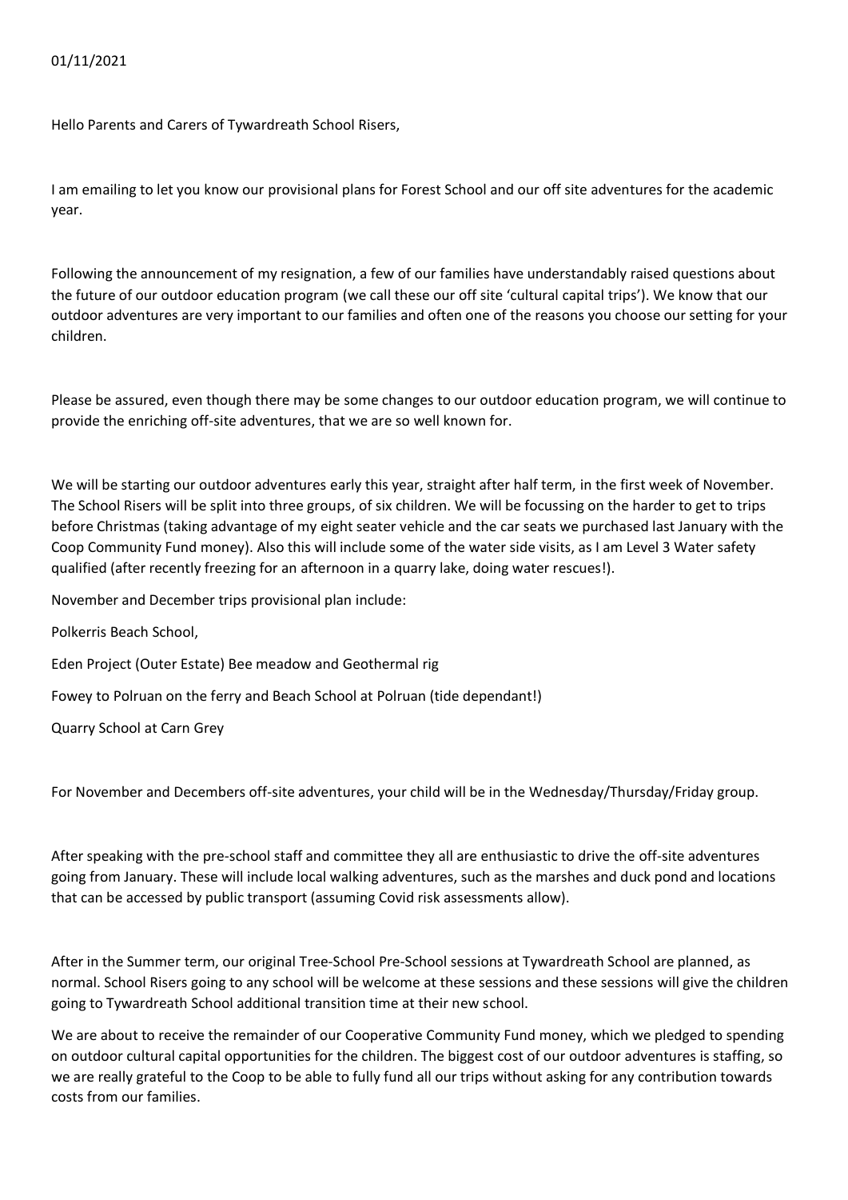01/11/2021

Hello Parents and Carers of Tywardreath School Risers,

I am emailing to let you know our provisional plans for Forest School and our off site adventures for the academic year.

Following the announcement of my resignation, a few of our families have understandably raised questions about the future of our outdoor education program (we call these our off site 'cultural capital trips'). We know that our outdoor adventures are very important to our families and often one of the reasons you choose our setting for your children.

Please be assured, even though there may be some changes to our outdoor education program, we will continue to provide the enriching off-site adventures, that we are so well known for.

We will be starting our outdoor adventures early this year, straight after half term, in the first week of November. The School Risers will be split into three groups, of six children. We will be focussing on the harder to get to trips before Christmas (taking advantage of my eight seater vehicle and the car seats we purchased last January with the Coop Community Fund money). Also this will include some of the water side visits, as I am Level 3 Water safety qualified (after recently freezing for an afternoon in a quarry lake, doing water rescues!).

November and December trips provisional plan include:

Polkerris Beach School,

Eden Project (Outer Estate) Bee meadow and Geothermal rig

Fowey to Polruan on the ferry and Beach School at Polruan (tide dependant!)

Quarry School at Carn Grey

For November and Decembers off-site adventures, your child will be in the Wednesday/Thursday/Friday group.

After speaking with the pre-school staff and committee they all are enthusiastic to drive the off-site adventures going from January. These will include local walking adventures, such as the marshes and duck pond and locations that can be accessed by public transport (assuming Covid risk assessments allow).

After in the Summer term, our original Tree-School Pre-School sessions at Tywardreath School are planned, as normal. School Risers going to any school will be welcome at these sessions and these sessions will give the children going to Tywardreath School additional transition time at their new school.

We are about to receive the remainder of our Cooperative Community Fund money, which we pledged to spending on outdoor cultural capital opportunities for the children. The biggest cost of our outdoor adventures is staffing, so we are really grateful to the Coop to be able to fully fund all our trips without asking for any contribution towards costs from our families.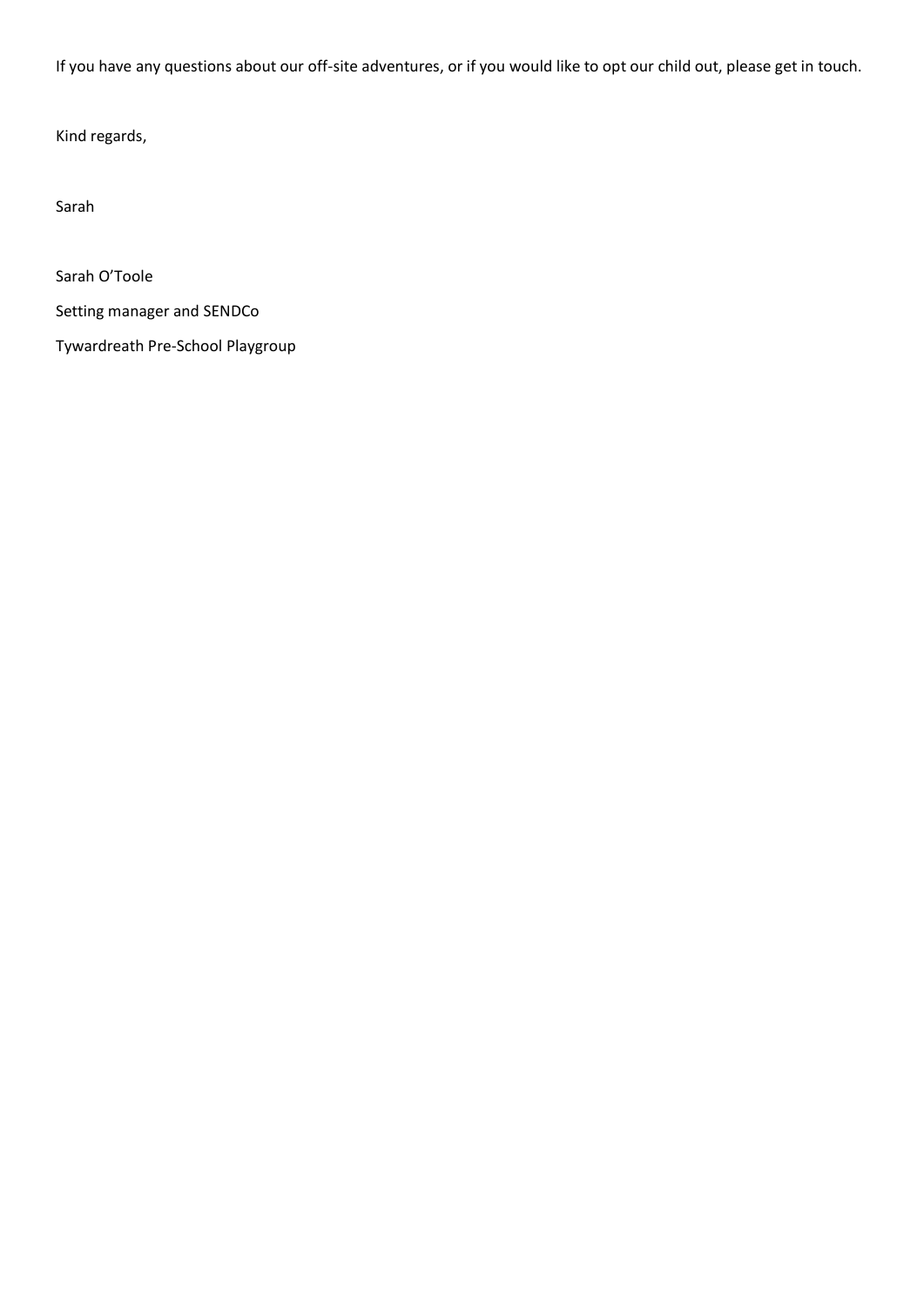If you have any questions about our off-site adventures, or if you would like to opt our child out, please get in touch.

Kind regards,

Sarah

Sarah O'Toole

Setting manager and SENDCo

Tywardreath Pre-School Playgroup